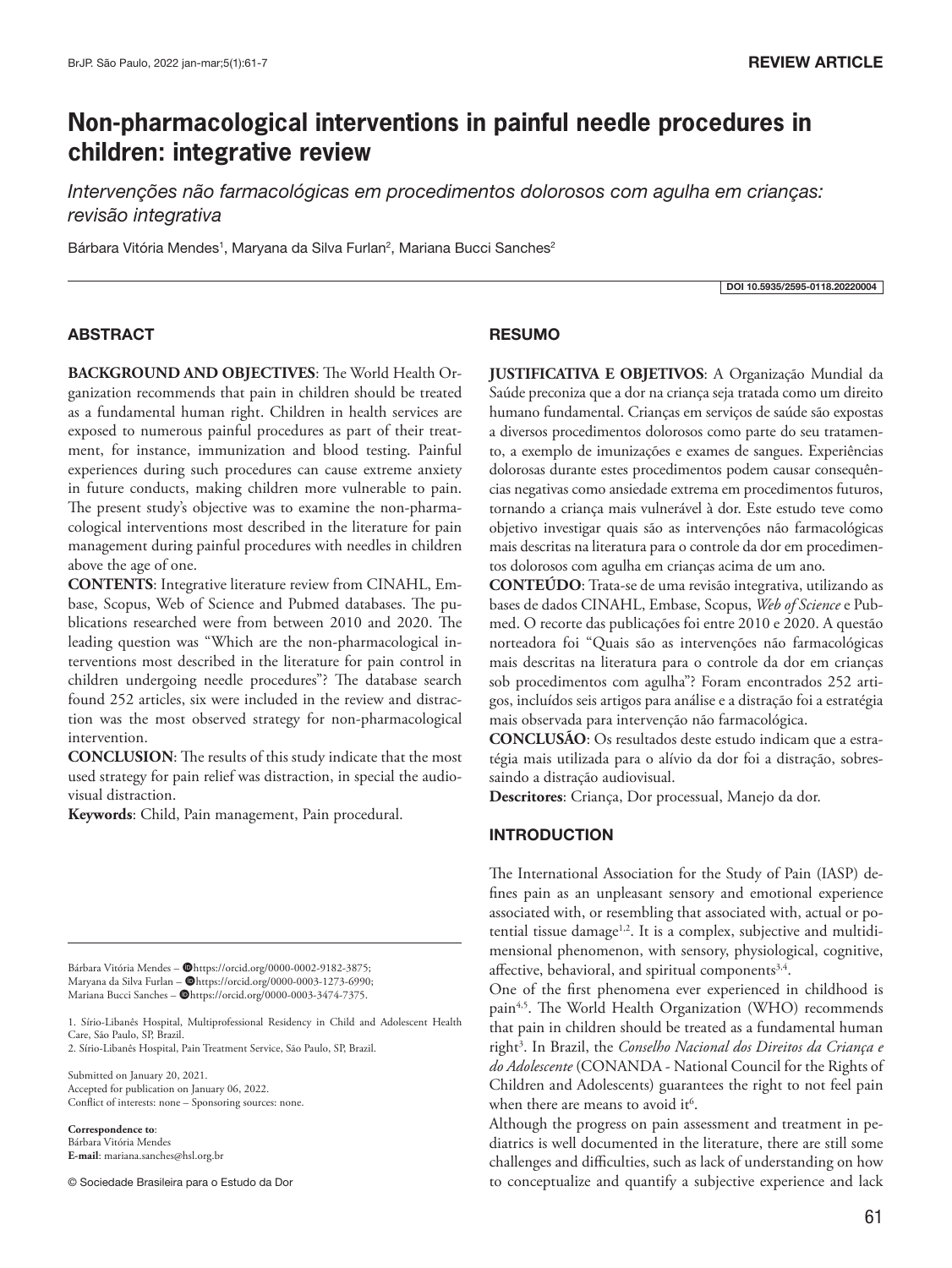REVIEW ARTICLE

# Non-pharmacological interventions in painful needle procedures in children: integrative review

*Intervenções não farmacológicas em procedimentos dolorosos com agulha em crianças: revisão integrativa*

Bárbara Vitória Mendes[1], Maryana da Silva Furlan[2], Mariana Bucci Sanches[2]

DOI 10.5935/2595-0118.20220004

## ABSTRACT

**BACKGROUND AND OBJECTIVES**: The World Health Organization recommends that pain in children should be treated as a fundamental human right. Children in health services are exposed to numerous painful procedures as part of their treatment, for instance, immunization and blood testing. Painful experiences during such procedures can cause extreme anxiety in future conducts, making children more vulnerable to pain. The present study's objective was to examine the non-pharmacological interventions most described in the literature for pain management during painful procedures with needles in children above the age of one.

**CONTENTS**: Integrative literature review from CINAHL, Embase, Scopus, Web of Science and Pubmed databases. The publications researched were from between 2010 and 2020. The leading question was "Which are the non-pharmacological interventions most described in the literature for pain control in children undergoing needle procedures"? The database search found 252 articles, six were included in the review and distraction was the most observed strategy for non-pharmacological intervention.

**CONCLUSION**: The results of this study indicate that the most used strategy for pain relief was distraction, in special the audiovisual distraction.

**Keywords**: Child, Pain management, Pain procedural.

## RESUMO

**JUSTIFICATIVA E OBJETIVOS**: A Organização Mundial da Saúde preconiza que a dor na criança seja tratada como um direito humano fundamental. Crianças em serviços de saúde são expostas a diversos procedimentos dolorosos como parte do seu tratamento, a exemplo de imunizações e exames de sangues. Experiências dolorosas durante estes procedimentos podem causar consequências negativas como ansiedade extrema em procedimentos futuros, tornando a criança mais vulnerável à dor. Este estudo teve como objetivo investigar quais são as intervenções não farmacológicas mais descritas na literatura para o controle da dor em procedimentos dolorosos com agulha em crianças acima de um ano.

**CONTEÚDO**: Trata-se de uma revisão integrativa, utilizando as bases de dados CINAHL, Embase, Scopus, *Web of Science* e Pubmed. O recorte das publicações foi entre 2010 e 2020. A questão norteadora foi "Quais são as intervenções não farmacológicas mais descritas na literatura para o controle da dor em crianças sob procedimentos com agulha"? Foram encontrados 252 artigos, incluídos seis artigos para análise e a distração foi a estratégia mais observada para intervenção não farmacológica.

**CONCLUSÃO**: Os resultados deste estudo indicam que a estratégia mais utilizada para o alívio da dor foi a distração, sobressaindo a distração audiovisual.

**Descritores**: Criança, Dor processual, Manejo da dor.

## INTRODUCTION

The International Association for the Study of Pain (IASP) defines pain as an unpleasant sensory and emotional experience associated with, or resembling that associated with, actual or potential tissue damage[1,2]. It is a complex, subjective and multidimensional phenomenon, with sensory, physiological, cognitive, affective, behavioral, and spiritual components[3,4].

One of the first phenomena ever experienced in childhood is pain[4,5]. The World Health Organization (WHO) recommends that pain in children should be treated as a fundamental human right[3]. In Brazil, the *Conselho Nacional dos Direitos da Criança e do Adolescente* (CONANDA - National Council for the Rights of Children and Adolescents) guarantees the right to not feel pain when there are means to avoid it[6].

Although the progress on pain assessment and treatment in pediatrics is well documented in the literature, there are still some challenges and difficulties, such as lack of understanding on how to conceptualize and quantify a subjective experience and lack

---

Bárbara Vitória Mendes – https://orcid.org/0000-0002-9182-3875;
Maryana da Silva Furlan – https://orcid.org/0000-0003-1273-6990;
Mariana Bucci Sanches – https://orcid.org/0000-0003-3474-7375.

1. Sírio-Libanês Hospital, Multiprofessional Residency in Child and Adolescent Health Care, São Paulo, SP, Brazil.
2. Sírio-Libanês Hospital, Pain Treatment Service, São Paulo, SP, Brazil.

Submitted on January 20, 2021.
Accepted for publication on January 06, 2022.
Conflict of interests: none – Sponsoring sources: none.

**Correspondence to**:
Bárbara Vitória Mendes
**E-mail**: mariana.sanches@hsl.org.br

© Sociedade Brasileira para o Estudo da Dor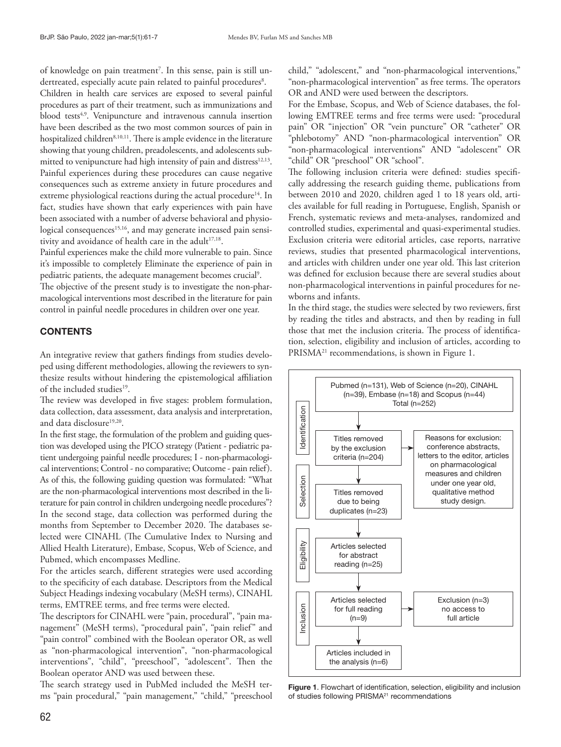of knowledge on pain treatment[7]. In this sense, pain is still undertreated, especially acute pain related to painful procedures[8].

Children in health care services are exposed to several painful procedures as part of their treatment, such as immunizations and blood tests[4,9]. Venipuncture and intravenous cannula insertion have been described as the two most common sources of pain in hospitalized children[8,10,11]. There is ample evidence in the literature showing that young children, preadolescents, and adolescents submitted to venipuncture had high intensity of pain and distress[12,13]. Painful experiences during these procedures can cause negative consequences such as extreme anxiety in future procedures and extreme physiological reactions during the actual procedure[14]. In fact, studies have shown that early experiences with pain have been associated with a number of adverse behavioral and physiological consequences[15,16], and may generate increased pain sensitivity and avoidance of health care in the adult[17,18].

Painful experiences make the child more vulnerable to pain. Since it's impossible to completely Eliminate the experience of pain in pediatric patients, the adequate management becomes crucial[9].

The objective of the present study is to investigate the non-pharmacological interventions most described in the literature for pain control in painful needle procedures in children over one year.

## CONTENTS

An integrative review that gathers findings from studies developed using different methodologies, allowing the reviewers to synthesize results without hindering the epistemological affiliation of the included studies[19].

The review was developed in five stages: problem formulation, data collection, data assessment, data analysis and interpretation, and data disclosure[19,20].

In the first stage, the formulation of the problem and guiding question was developed using the PICO strategy (Patient - pediatric patient undergoing painful needle procedures; I - non-pharmacological interventions; Control - no comparative; Outcome - pain relief). As of this, the following guiding question was formulated: "What are the non-pharmacological interventions most described in the literature for pain control in children undergoing needle procedures"?

In the second stage, data collection was performed during the months from September to December 2020. The databases selected were CINAHL (The Cumulative Index to Nursing and Allied Health Literature), Embase, Scopus, Web of Science, and Pubmed, which encompasses Medline.

For the articles search, different strategies were used according to the specificity of each database. Descriptors from the Medical Subject Headings indexing vocabulary (MeSH terms), CINAHL terms, EMTREE terms, and free terms were elected.

The descriptors for CINAHL were "pain, procedural", "pain management" (MeSH terms), "procedural pain", "pain relief" and "pain control" combined with the Boolean operator OR, as well as "non-pharmacological intervention", "non-pharmacological interventions", "child", "preeschool", "adolescent". Then the Boolean operator AND was used between these.

The search strategy used in PubMed included the MeSH terms "pain procedural," "pain management," "child," "preeschool child," "adolescent," and "non-pharmacological interventions," "non-pharmacological intervention" as free terms. The operators OR and AND were used between the descriptors.

For the Embase, Scopus, and Web of Science databases, the following EMTREE terms and free terms were used: "procedural pain" OR "injection" OR "vein puncture" OR "catheter" OR "phlebotomy" AND "non-pharmacological intervention" OR "non-pharmacological interventions" AND "adolescent" OR "child" OR "preschool" OR "school".

The following inclusion criteria were defined: studies specifically addressing the research guiding theme, publications from between 2010 and 2020, children aged 1 to 18 years old, articles available for full reading in Portuguese, English, Spanish or French, systematic reviews and meta-analyses, randomized and controlled studies, experimental and quasi-experimental studies. Exclusion criteria were editorial articles, case reports, narrative reviews, studies that presented pharmacological interventions, and articles with children under one year old. This last criterion was defined for exclusion because there are several studies about non-pharmacological interventions in painful procedures for newborns and infants.

In the third stage, the studies were selected by two reviewers, first by reading the titles and abstracts, and then by reading in full those that met the inclusion criteria. The process of identification, selection, eligibility and inclusion of articles, according to PRISMA[21] recommendations, is shown in Figure 1.

**Identification:** Pubmed (n=131), Web of Science (n=20), CINAHL (n=39), Embase (n=18) and Scopus (n=44) Total (n=252) → Titles removed by the exclusion criteria (n=204) → Reasons for exclusion: conference abstracts, letters to the editor, articles on pharmacological measures and children under one year old, qualitative method study design.

**Selection:** Titles removed due to being duplicates (n=23)

**Eligibility:** Articles selected for abstract reading (n=25)

**Inclusion:** Articles selected for full reading (n=9) → Exclusion (n=3) no access to full article; Articles included in the analysis (n=6)

**Figure 1**. Flowchart of identification, selection, eligibility and inclusion of studies following PRISMA[21] recommendations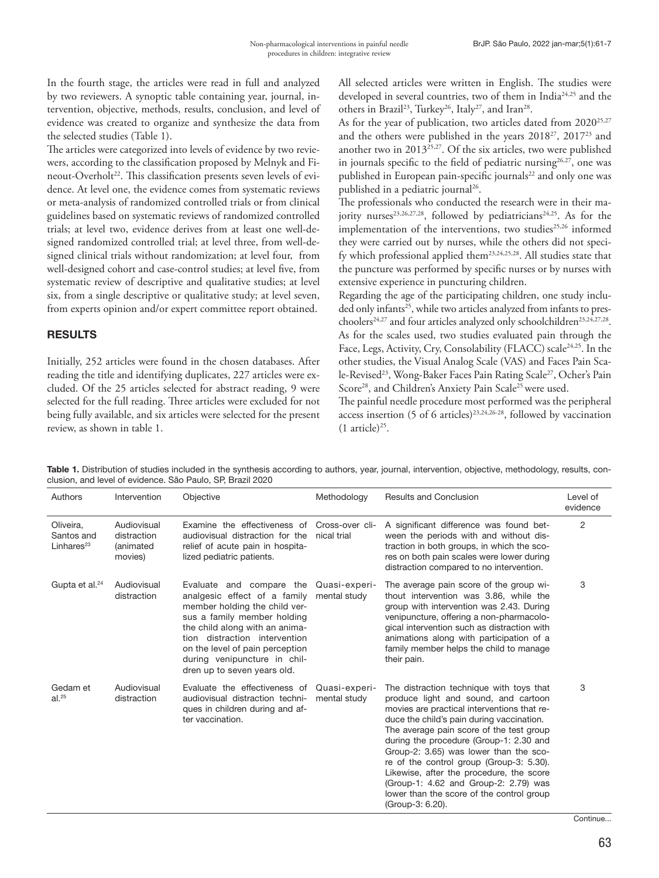In the fourth stage, the articles were read in full and analyzed by two reviewers. A synoptic table containing year, journal, intervention, objective, methods, results, conclusion, and level of evidence was created to organize and synthesize the data from the selected studies (Table 1).

The articles were categorized into levels of evidence by two reviewers, according to the classification proposed by Melnyk and Fineout-Overholt[22]. This classification presents seven levels of evidence. At level one, the evidence comes from systematic reviews or meta-analysis of randomized controlled trials or from clinical guidelines based on systematic reviews of randomized controlled trials; at level two, evidence derives from at least one well-designed randomized controlled trial; at level three, from well-designed clinical trials without randomization; at level four, from well-designed cohort and case-control studies; at level five, from systematic review of descriptive and qualitative studies; at level six, from a single descriptive or qualitative study; at level seven, from experts opinion and/or expert committee report obtained.

## RESULTS

Initially, 252 articles were found in the chosen databases. After reading the title and identifying duplicates, 227 articles were excluded. Of the 25 articles selected for abstract reading, 9 were selected for the full reading. Three articles were excluded for not being fully available, and six articles were selected for the present review, as shown in table 1.

All selected articles were written in English. The studies were developed in several countries, two of them in India[24,25] and the others in Brazil[23], Turkey[26], Italy[27], and Iran[28].

As for the year of publication, two articles dated from 2020[25,27] and the others were published in the years 2018[27], 2017[23] and another two in 2013[25,27]. Of the six articles, two were published in journals specific to the field of pediatric nursing[26,27], one was published in European pain-specific journals[22] and only one was published in a pediatric journal[26].

The professionals who conducted the research were in their majority nurses[23,26,27,28], followed by pediatricians[24,25]. As for the implementation of the interventions, two studies[25,26] informed they were carried out by nurses, while the others did not specify which professional applied them[23,24,25,28]. All studies state that the puncture was performed by specific nurses or by nurses with extensive experience in puncturing children.

Regarding the age of the participating children, one study included only infants[25], while two articles analyzed from infants to preschoolers[24,27] and four articles analyzed only schoolchildren[23,24,27,28].

As for the scales used, two studies evaluated pain through the Face, Legs, Activity, Cry, Consolability (FLACC) scale[24,25]. In the other studies, the Visual Analog Scale (VAS) and Faces Pain Scale-Revised[23], Wong-Baker Faces Pain Rating Scale[27], Ocher's Pain Score[28], and Children's Anxiety Pain Scale[25] were used.

The painful needle procedure most performed was the peripheral access insertion (5 of 6 articles)[23,24,26-28], followed by vaccination (1 article)[25].

**Table 1.** Distribution of studies included in the synthesis according to authors, year, journal, intervention, objective, methodology, results, conclusion, and level of evidence. São Paulo, SP, Brazil 2020

| Authors | Intervention | Objective | Methodology | Results and Conclusion | Level of evidence |
|---|---|---|---|---|---|
| Oliveira, Santos and Linhares[23] | Audiovisual distraction (animated movies) | Examine the effectiveness of audiovisual distraction for the relief of acute pain in hospitalized pediatric patients. | Cross-over clinical trial | A significant difference was found between the periods with and without distraction in both groups, in which the scores on both pain scales were lower during distraction compared to no intervention. | 2 |
| Gupta et al.[24] | Audiovisual distraction | Evaluate and compare the analgesic effect of a family member holding the child versus a family member holding the child along with an animation distraction intervention on the level of pain perception during venipuncture in children up to seven years old. | Quasi-experimental study | The average pain score of the group without intervention was 3.86, while the group with intervention was 2.43. During venipuncture, offering a non-pharmacological intervention such as distraction with animations along with participation of a family member helps the child to manage their pain. | 3 |
| Gedam et al.[25] | Audiovisual distraction | Evaluate the effectiveness of audiovisual distraction techniques in children during and after vaccination. | Quasi-experimental study | The distraction technique with toys that produce light and sound, and cartoon movies are practical interventions that reduce the child's pain during vaccination. The average pain score of the test group during the procedure (Group-1: 2.30 and Group-2: 3.65) was lower than the score of the control group (Group-3: 5.30). Likewise, after the procedure, the score (Group-1: 4.62 and Group-2: 2.79) was lower than the score of the control group (Group-3: 6.20). | 3 |

Continue...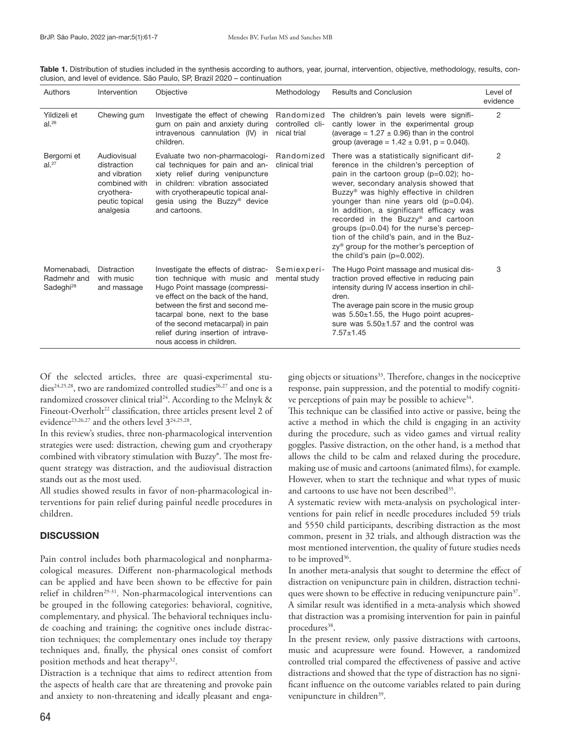**Table 1.** Distribution of studies included in the synthesis according to authors, year, journal, intervention, objective, methodology, results, conclusion, and level of evidence. São Paulo, SP, Brazil 2020 – continuation

| Authors | Intervention | Objective | Methodology | Results and Conclusion | Level of evidence |
|---|---|---|---|---|---|
| Yildizeli et al.[26] | Chewing gum | Investigate the effect of chewing gum on pain and anxiety during intravenous cannulation (IV) in children. | Randomized controlled clinical trial | The children's pain levels were significantly lower in the experimental group (average = 1.27 ± 0.96) than in the control group (average = 1.42 ± 0.91, p = 0.040). | 2 |
| Bergomi et al.[27] | Audiovisual distraction and vibration combined with cryotherapeutic topical analgesia | Evaluate two non-pharmacological techniques for pain and anxiety relief during venipuncture in children: vibration associated with cryotherapeutic topical analgesia using the Buzzy® device and cartoons. | Randomized clinical trial | There was a statistically significant difference in the children's perception of pain in the cartoon group (p=0.02); however, secondary analysis showed that Buzzy® was highly effective in children younger than nine years old (p=0.04). In addition, a significant efficacy was recorded in the Buzzy® and cartoon groups (p=0.04) for the nurse's perception of the child's pain, and in the Buzzy® group for the mother's perception of the child's pain (p=0.002). | 2 |
| Momenabadi, Radmehr and Sadeghi[28] | Distraction with music and massage | Investigate the effects of distraction technique with music and Hugo Point massage (compressive effect on the back of the hand, between the first and second metacarpal bone, next to the base of the second metacarpal) in pain relief during insertion of intravenous access in children. | Semiexperimental study | The Hugo Point massage and musical distraction proved effective in reducing pain intensity during IV access insertion in children.<br>The average pain score in the music group was 5.50±1.55, the Hugo point acupressure was 5.50±1.57 and the control was 7.57±1.45 | 3 |

Of the selected articles, three are quasi-experimental studies[24,25,28], two are randomized controlled studies[26,27] and one is a randomized crossover clinical trial[24]. According to the Melnyk & Fineout-Overholt[22] classification, three articles present level 2 of evidence[23,26,27] and the others level 3[24,25,28].

In this review's studies, three non-pharmacological intervention strategies were used: distraction, chewing gum and cryotherapy combined with vibratory stimulation with Buzzy®. The most frequent strategy was distraction, and the audiovisual distraction stands out as the most used.

All studies showed results in favor of non-pharmacological interventions for pain relief during painful needle procedures in children.

## DISCUSSION

Pain control includes both pharmacological and nonpharmacological measures. Different non-pharmacological methods can be applied and have been shown to be effective for pain relief in children[29-31]. Non-pharmacological interventions can be grouped in the following categories: behavioral, cognitive, complementary, and physical. The behavioral techniques include coaching and training; the cognitive ones include distraction techniques; the complementary ones include toy therapy techniques and, finally, the physical ones consist of comfort position methods and heat therapy[32].

Distraction is a technique that aims to redirect attention from the aspects of health care that are threatening and provoke pain and anxiety to non-threatening and ideally pleasant and engaging objects or situations[33]. Therefore, changes in the nociceptive response, pain suppression, and the potential to modify cognitive perceptions of pain may be possible to achieve[34].

This technique can be classified into active or passive, being the active a method in which the child is engaging in an activity during the procedure, such as video games and virtual reality goggles. Passive distraction, on the other hand, is a method that allows the child to be calm and relaxed during the procedure, making use of music and cartoons (animated films), for example. However, when to start the technique and what types of music and cartoons to use have not been described[35].

A systematic review with meta-analysis on psychological interventions for pain relief in needle procedures included 59 trials and 5550 child participants, describing distraction as the most common, present in 32 trials, and although distraction was the most mentioned intervention, the quality of future studies needs to be improved[36].

In another meta-analysis that sought to determine the effect of distraction on venipuncture pain in children, distraction techniques were shown to be effective in reducing venipuncture pain[37]. A similar result was identified in a meta-analysis which showed that distraction was a promising intervention for pain in painful procedures[38].

In the present review, only passive distractions with cartoons, music and acupressure were found. However, a randomized controlled trial compared the effectiveness of passive and active distractions and showed that the type of distraction has no significant influence on the outcome variables related to pain during venipuncture in children[39].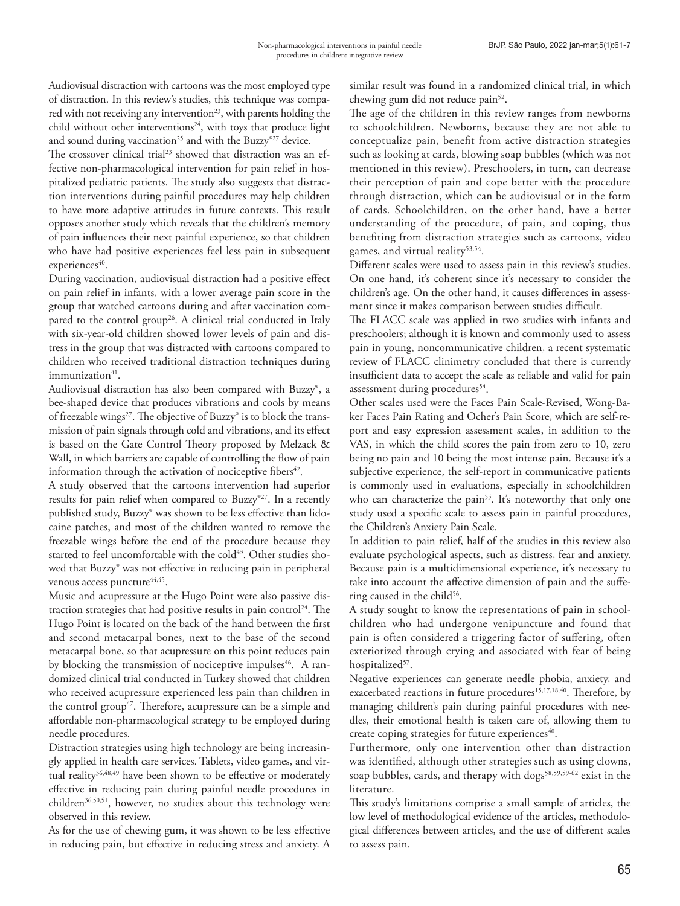Audiovisual distraction with cartoons was the most employed type of distraction. In this review's studies, this technique was compared with not receiving any intervention[23], with parents holding the child without other interventions[24], with toys that produce light and sound during vaccination[25] and with the Buzzy®[27] device.

The crossover clinical trial[23] showed that distraction was an effective non-pharmacological intervention for pain relief in hospitalized pediatric patients. The study also suggests that distraction interventions during painful procedures may help children to have more adaptive attitudes in future contexts. This result opposes another study which reveals that the children's memory of pain influences their next painful experience, so that children who have had positive experiences feel less pain in subsequent experiences[40].

During vaccination, audiovisual distraction had a positive effect on pain relief in infants, with a lower average pain score in the group that watched cartoons during and after vaccination compared to the control group[26]. A clinical trial conducted in Italy with six-year-old children showed lower levels of pain and distress in the group that was distracted with cartoons compared to children who received traditional distraction techniques during immunization[41].

Audiovisual distraction has also been compared with Buzzy®, a bee-shaped device that produces vibrations and cools by means of freezable wings[27]. The objective of Buzzy® is to block the transmission of pain signals through cold and vibrations, and its effect is based on the Gate Control Theory proposed by Melzack & Wall, in which barriers are capable of controlling the flow of pain information through the activation of nociceptive fibers[42].

A study observed that the cartoons intervention had superior results for pain relief when compared to Buzzy®[27]. In a recently published study, Buzzy® was shown to be less effective than lidocaine patches, and most of the children wanted to remove the freezable wings before the end of the procedure because they started to feel uncomfortable with the cold[43]. Other studies showed that Buzzy® was not effective in reducing pain in peripheral venous access puncture[44,45].

Music and acupressure at the Hugo Point were also passive distraction strategies that had positive results in pain control[24]. The Hugo Point is located on the back of the hand between the first and second metacarpal bones, next to the base of the second metacarpal bone, so that acupressure on this point reduces pain by blocking the transmission of nociceptive impulses[46]. A randomized clinical trial conducted in Turkey showed that children who received acupressure experienced less pain than children in the control group[47]. Therefore, acupressure can be a simple and affordable non-pharmacological strategy to be employed during needle procedures.

Distraction strategies using high technology are being increasingly applied in health care services. Tablets, video games, and virtual reality[36,48,49] have been shown to be effective or moderately effective in reducing pain during painful needle procedures in children[36,50,51], however, no studies about this technology were observed in this review.

As for the use of chewing gum, it was shown to be less effective in reducing pain, but effective in reducing stress and anxiety. A similar result was found in a randomized clinical trial, in which chewing gum did not reduce pain[52].

The age of the children in this review ranges from newborns to schoolchildren. Newborns, because they are not able to conceptualize pain, benefit from active distraction strategies such as looking at cards, blowing soap bubbles (which was not mentioned in this review). Preschoolers, in turn, can decrease their perception of pain and cope better with the procedure through distraction, which can be audiovisual or in the form of cards. Schoolchildren, on the other hand, have a better understanding of the procedure, of pain, and coping, thus benefiting from distraction strategies such as cartoons, video games, and virtual reality[53,54].

Different scales were used to assess pain in this review's studies. On one hand, it's coherent since it's necessary to consider the children's age. On the other hand, it causes differences in assessment since it makes comparison between studies difficult.

The FLACC scale was applied in two studies with infants and preschoolers; although it is known and commonly used to assess pain in young, noncommunicative children, a recent systematic review of FLACC clinimetry concluded that there is currently insufficient data to accept the scale as reliable and valid for pain assessment during procedures[54].

Other scales used were the Faces Pain Scale-Revised, Wong-Baker Faces Pain Rating and Ocher's Pain Score, which are self-report and easy expression assessment scales, in addition to the VAS, in which the child scores the pain from zero to 10, zero being no pain and 10 being the most intense pain. Because it's a subjective experience, the self-report in communicative patients is commonly used in evaluations, especially in schoolchildren who can characterize the pain[55]. It's noteworthy that only one study used a specific scale to assess pain in painful procedures, the Children's Anxiety Pain Scale.

In addition to pain relief, half of the studies in this review also evaluate psychological aspects, such as distress, fear and anxiety. Because pain is a multidimensional experience, it's necessary to take into account the affective dimension of pain and the suffering caused in the child[56].

A study sought to know the representations of pain in schoolchildren who had undergone venipuncture and found that pain is often considered a triggering factor of suffering, often exteriorized through crying and associated with fear of being hospitalized[57].

Negative experiences can generate needle phobia, anxiety, and exacerbated reactions in future procedures[15,17,18,40]. Therefore, by managing children's pain during painful procedures with needles, their emotional health is taken care of, allowing them to create coping strategies for future experiences[40].

Furthermore, only one intervention other than distraction was identified, although other strategies such as using clowns, soap bubbles, cards, and therapy with dogs[58,59,59-62] exist in the literature.

This study's limitations comprise a small sample of articles, the low level of methodological evidence of the articles, methodological differences between articles, and the use of different scales to assess pain.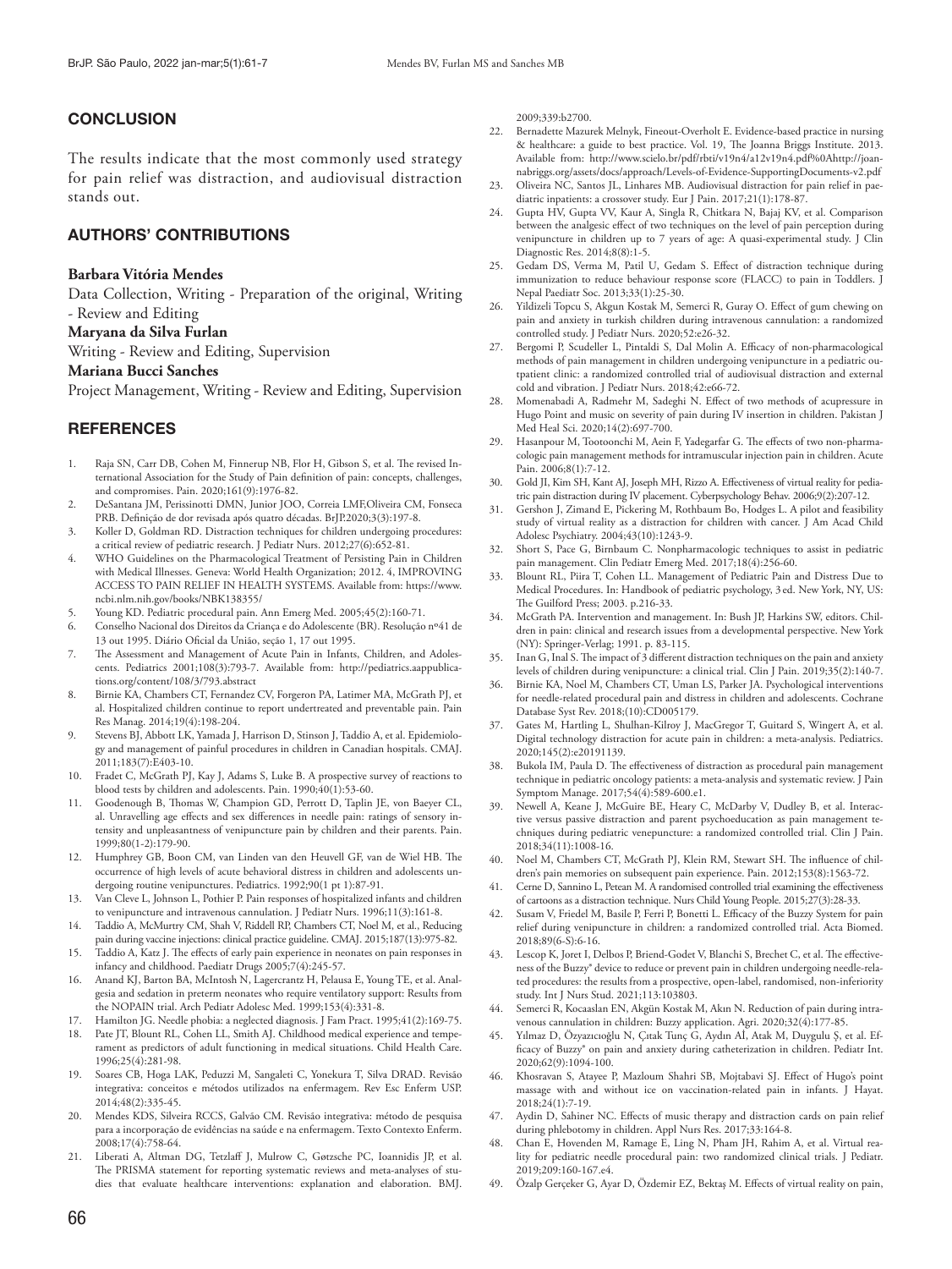## CONCLUSION

The results indicate that the most commonly used strategy for pain relief was distraction, and audiovisual distraction stands out.

## AUTHORS' CONTRIBUTIONS

**Barbara Vitória Mendes**
Data Collection, Writing - Preparation of the original, Writing - Review and Editing

**Maryana da Silva Furlan**
Writing - Review and Editing, Supervision

**Mariana Bucci Sanches**
Project Management, Writing - Review and Editing, Supervision

## REFERENCES

1. Raja SN, Carr DB, Cohen M, Finnerup NB, Flor H, Gibson S, et al. The revised International Association for the Study of Pain definition of pain: concepts, challenges, and compromises. Pain. 2020;161(9):1976-82.
2. DeSantana JM, Perissinotti DMN, Junior JOO, Correia LMF,Oliveira CM, Fonseca PRB. Definição de dor revisada após quatro décadas. BrJP.2020;3(3):197-8.
3. Koller D, Goldman RD. Distraction techniques for children undergoing procedures: a critical review of pediatric research. J Pediatr Nurs. 2012;27(6):652-81.
4. WHO Guidelines on the Pharmacological Treatment of Persisting Pain in Children with Medical Illnesses. Geneva: World Health Organization; 2012. 4, IMPROVING ACCESS TO PAIN RELIEF IN HEALTH SYSTEMS. Available from: https://www.ncbi.nlm.nih.gov/books/NBK138355/
5. Young KD. Pediatric procedural pain. Ann Emerg Med. 2005;45(2):160-71.
6. Conselho Nacional dos Direitos da Criança e do Adolescente (BR). Resolução nº41 de 13 out 1995. Diário Oficial da União, seção 1, 17 out 1995.
7. The Assessment and Management of Acute Pain in Infants, Children, and Adolescents. Pediatrics 2001;108(3):793-7. Available from: http://pediatrics.aappublications.org/content/108/3/793.abstract
8. Birnie KA, Chambers CT, Fernandez CV, Forgeron PA, Latimer MA, McGrath PJ, et al. Hospitalized children continue to report undertreated and preventable pain. Pain Res Manag. 2014;19(4):198-204.
9. Stevens BJ, Abbott LK, Yamada J, Harrison D, Stinson J, Taddio A, et al. Epidemiology and management of painful procedures in children in Canadian hospitals. CMAJ. 2011;183(7):E403-10.
10. Fradet C, McGrath PJ, Kay J, Adams S, Luke B. A prospective survey of reactions to blood tests by children and adolescents. Pain. 1990;40(1):53-60.
11. Goodenough B, Thomas W, Champion GD, Perrott D, Taplin JE, von Baeyer CL, al. Unravelling age effects and sex differences in needle pain: ratings of sensory intensity and unpleasantness of venipuncture pain by children and their parents. Pain. 1999;80(1-2):179-90.
12. Humphrey GB, Boon CM, van Linden van den Heuvell GF, van de Wiel HB. The occurrence of high levels of acute behavioral distress in children and adolescents undergoing routine venipunctures. Pediatrics. 1992;90(1 pt 1):87-91.
13. Van Cleve L, Johnson L, Pothier P. Pain responses of hospitalized infants and children to venipuncture and intravenous cannulation. J Pediatr Nurs. 1996;11(3):161-8.
14. Taddio A, McMurtry CM, Shah V, Riddell RP, Chambers CT, Noel M, et al., Reducing pain during vaccine injections: clinical practice guideline. CMAJ. 2015;187(13):975-82.
15. Taddio A, Katz J. The effects of early pain experience in neonates on pain responses in infancy and childhood. Paediatr Drugs 2005;7(4):245-57.
16. Anand KJ, Barton BA, McIntosh N, Lagercrantz H, Pelausa E, Young TE, et al. Analgesia and sedation in preterm neonates who require ventilatory support: Results from the NOPAIN trial. Arch Pediatr Adolesc Med. 1999;153(4):331-8.
17. Hamilton JG. Needle phobia: a neglected diagnosis. J Fam Pract. 1995;41(2):169-75.
18. Pate JT, Blount RL, Cohen LL, Smith AJ. Childhood medical experience and temperament as predictors of adult functioning in medical situations. Child Health Care. 1996;25(4):281-98.
19. Soares CB, Hoga LAK, Peduzzi M, Sangaleti C, Yonekura T, Silva DRAD. Revisão integrativa: conceitos e métodos utilizados na enfermagem. Rev Esc Enferm USP. 2014;48(2):335-45.
20. Mendes KDS, Silveira RCCS, Galvão CM. Revisão integrativa: método de pesquisa para a incorporação de evidências na saúde e na enfermagem. Texto Contexto Enferm. 2008;17(4):758-64.
21. Liberati A, Altman DG, Tetzlaff J, Mulrow C, Gøtzsche PC, Ioannidis JP, et al. The PRISMA statement for reporting systematic reviews and meta-analyses of studies that evaluate healthcare interventions: explanation and elaboration. BMJ. 2009;339:b2700.
22. Bernadette Mazurek Melnyk, Fineout-Overholt E. Evidence-based practice in nursing & healthcare: a guide to best practice. Vol. 19, The Joanna Briggs Institute. 2013. Available from: http://www.scielo.br/pdf/rbti/v19n4/a12v19n4.pdf%0Ahttp://joannabriggs.org/assets/docs/approach/Levels-of-Evidence-SupportingDocuments-v2.pdf
23. Oliveira NC, Santos JL, Linhares MB. Audiovisual distraction for pain relief in paediatric inpatients: a crossover study. Eur J Pain. 2017;21(1):178-87.
24. Gupta HV, Gupta VV, Kaur A, Singla R, Chitkara N, Bajaj KV, et al. Comparison between the analgesic effect of two techniques on the level of pain perception during venipuncture in children up to 7 years of age: A quasi-experimental study. J Clin Diagnostic Res. 2014;8(8):1-5.
25. Gedam DS, Verma M, Patil U, Gedam S. Effect of distraction technique during immunization to reduce behaviour response score (FLACC) to pain in Toddlers. J Nepal Paediatr Soc. 2013;33(1):25-30.
26. Yildizeli Topcu S, Akgun Kostak M, Semerci R, Guray O. Effect of gum chewing on pain and anxiety in turkish children during intravenous cannulation: a randomized controlled study. J Pediatr Nurs. 2020;52:e26-32.
27. Bergomi P, Scudeller L, Pintaldi S, Dal Molin A. Efficacy of non-pharmacological methods of pain management in children undergoing venipuncture in a pediatric outpatient clinic: a randomized controlled trial of audiovisual distraction and external cold and vibration. J Pediatr Nurs. 2018;42:e66-72.
28. Momenabadi A, Radmehr M, Sadeghi N. Effect of two methods of acupressure in Hugo Point and music on severity of pain during IV insertion in children. Pakistan J Med Heal Sci. 2020;14(2):697-700.
29. Hasanpour M, Tootoonchi M, Aein F, Yadegarfar G. The effects of two non-pharmacologic pain management methods for intramuscular injection pain in children. Acute Pain. 2006;8(1):7-12.
30. Gold JI, Kim SH, Kant AJ, Joseph MH, Rizzo A. Effectiveness of virtual reality for pediatric pain distraction during IV placement. Cyberpsychology Behav. 2006;9(2):207-12.
31. Gershon J, Zimand E, Pickering M, Rothbaum Bo, Hodges L. A pilot and feasibility study of virtual reality as a distraction for children with cancer. J Am Acad Child Adolesc Psychiatry. 2004;43(10):1243-9.
32. Short S, Pace G, Birnbaum C. Nonpharmacologic techniques to assist in pediatric pain management. Clin Pediatr Emerg Med. 2017;18(4):256-60.
33. Blount RL, Piira T, Cohen LL. Management of Pediatric Pain and Distress Due to Medical Procedures. In: Handbook of pediatric psychology, 3 ed. New York, NY, US: The Guilford Press; 2003. p.216-33.
34. McGrath PA. Intervention and management. In: Bush JP, Harkins SW, editors. Children in pain: clinical and research issues from a developmental perspective. New York (NY): Springer-Verlag; 1991. p. 83-115.
35. Inan G, Inal S. The impact of 3 different distraction techniques on the pain and anxiety levels of children during venipuncture: a clinical trial. Clin J Pain. 2019;35(2):140-7.
36. Birnie KA, Noel M, Chambers CT, Uman LS, Parker JA. Psychological interventions for needle-related procedural pain and distress in children and adolescents. Cochrane Database Syst Rev. 2018;(10):CD005179.
37. Gates M, Hartling L, Shulhan-Kilroy J, MacGregor T, Guitard S, Wingert A, et al. Digital technology distraction for acute pain in children: a meta-analysis. Pediatrics. 2020;145(2):e20191139.
38. Bukola IM, Paula D. The effectiveness of distraction as procedural pain management technique in pediatric oncology patients: a meta-analysis and systematic review. J Pain Symptom Manage. 2017;54(4):589-600.e1.
39. Newell A, Keane J, McGuire BE, Heary C, McDarby V, Dudley B, et al. Interactive versus passive distraction and parent psychoeducation as pain management techniques during pediatric venepuncture: a randomized controlled trial. Clin J Pain. 2018;34(11):1008-16.
40. Noel M, Chambers CT, McGrath PJ, Klein RM, Stewart SH. The influence of children's pain memories on subsequent pain experience. Pain. 2012;153(8):1563-72.
41. Cerne D, Sannino L, Petean M. A randomised controlled trial examining the effectiveness of cartoons as a distraction technique. Nurs Child Young People. 2015;27(3):28-33.
42. Susam V, Friedel M, Basile P, Ferri P, Bonetti L. Efficacy of the Buzzy System for pain relief during venipuncture in children: a randomized controlled trial. Acta Biomed. 2018;89(6-S):6-16.
43. Lescop K, Joret I, Delbos P, Briend-Godet V, Blanchi S, Brechet C, et al. The effectiveness of the Buzzy® device to reduce or prevent pain in children undergoing needle-related procedures: the results from a prospective, open-label, randomised, non-inferiority study. Int J Nurs Stud. 2021;113:103803.
44. Semerci R, Kocaaslan EN, Akgün Kostak M, Akın N. Reduction of pain during intravenous cannulation in children: Buzzy application. Agri. 2020;32(4):177-85.
45. Yılmaz D, Özyazıcıoğlu N, Çıtak Tunç G, Aydın Aİ, Atak M, Duygulu Ş, et al. Efficacy of Buzzy® on pain and anxiety during catheterization in children. Pediatr Int. 2020;62(9):1094-100.
46. Khosravan S, Atayee P, Mazloum Shahri SB, Mojtabavi SJ. Effect of Hugo's point massage with and without ice on vaccination-related pain in infants. J Hayat. 2018;24(1):7-19.
47. Aydin D, Sahiner NC. Effects of music therapy and distraction cards on pain relief during phlebotomy in children. Appl Nurs Res. 2017;33:164-8.
48. Chan E, Hovenden M, Ramage E, Ling N, Pham JH, Rahim A, et al. Virtual reality for pediatric needle procedural pain: two randomized clinical trials. J Pediatr. 2019;209:160-167.e4.
49. Özalp Gerçeker G, Ayar D, Özdemir EZ, Bektaş M. Effects of virtual reality on pain,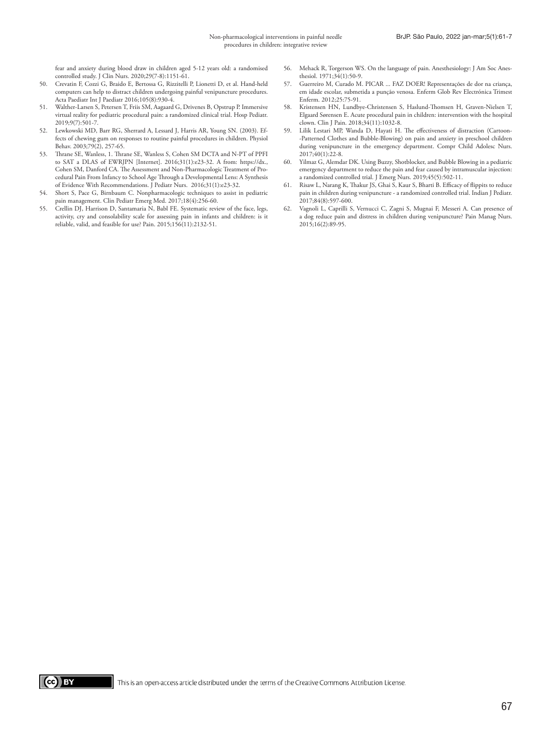fear and anxiety during blood draw in children aged 5-12 years old: a randomised controlled study. J Clin Nurs. 2020;29(7-8):1151-61.

50. Crevatin F, Cozzi G, Braido E, Bertossa G, Rizzitelli P, Lionetti D, et al. Hand-held computers can help to distract children undergoing painful venipuncture procedures. Acta Paediatr Int J Paediatr 2016;105(8):930-4.
51. Walther-Larsen S, Petersen T, Friis SM, Aagaard G, Drivenes B, Opstrup P. Immersive virtual reality for pediatric procedural pain: a randomized clinical trial. Hosp Pediatr. 2019;9(7):501-7.
52. Lewkowski MD, Barr RG, Sherrard A, Lessard J, Harris AR, Young SN. (2003). Effects of chewing gum on responses to routine painful procedures in children. Physiol Behav. 2003;79(2), 257-65.
53. Thrane SE, Wanless, 1. Thrane SE, Wanless S, Cohen SM DCTA and N-PT of PPFI to SAT a DLAS of EWRJPN [Internet]. 2016;31(1):e23-32. A from: https://dx., Cohen SM, Danford CA. The Assessment and Non-Pharmacologic Treatment of Procedural Pain From Infancy to School Age Through a Developmental Lens: A Synthesis of Evidence With Recommendations. J Pediatr Nurs. 2016;31(1):e23-32.
54. Short S, Pace G, Birnbaum C. Nonpharmacologic techniques to assist in pediatric pain management. Clin Pediatr Emerg Med. 2017;18(4):256-60.
55. Crellin DJ, Harrison D, Santamaria N, Babl FE. Systematic review of the face, legs, activity, cry and consolability scale for assessing pain in infants and children: is it reliable, valid, and feasible for use? Pain. 2015;156(11):2132-51.
56. Mehack R, Torgerson WS. On the language of pain. Anesthesiology: J Am Soc Anesthesiol. 1971;34(1):50-9.
57. Guerreiro M, Curado M. PICAR ... FAZ DOER! Representações de dor na criança, em idade escolar, submetida a punção venosa. Enferm Glob Rev Electrónica Trimest Enferm. 2012;25:75-91.
58. Kristensen HN, Lundbye-Christensen S, Haslund-Thomsen H, Graven-Nielsen T, Elgaard Sørensen E. Acute procedural pain in children: intervention with the hospital clown. Clin J Pain. 2018;34(11):1032-8.
59. Lilik Lestari MP, Wanda D, Hayati H. The effectiveness of distraction (Cartoon--Patterned Clothes and Bubble-Blowing) on pain and anxiety in preschool children during venipuncture in the emergency department. Compr Child Adolesc Nurs. 2017;40(1):22-8.
60. Yilmaz G, Alemdar DK. Using Buzzy, Shotblocker, and Bubble Blowing in a pediatric emergency department to reduce the pain and fear caused by intramuscular injection: a randomized controlled trial. J Emerg Nurs. 2019;45(5):502-11.
61. Risaw L, Narang K, Thakur JS, Ghai S, Kaur S, Bharti B. Efficacy of flippits to reduce pain in children during venipuncture - a randomized controlled trial. Indian J Pediatr. 2017;84(8):597-600.
62. Vagnoli L, Caprilli S, Vernucci C, Zagni S, Mugnai F, Messeri A. Can presence of a dog reduce pain and distress in children during venipuncture? Pain Manag Nurs. 2015;16(2):89-95.

This is an open-access article distributed under the terms of the Creative Commons Attribution License.